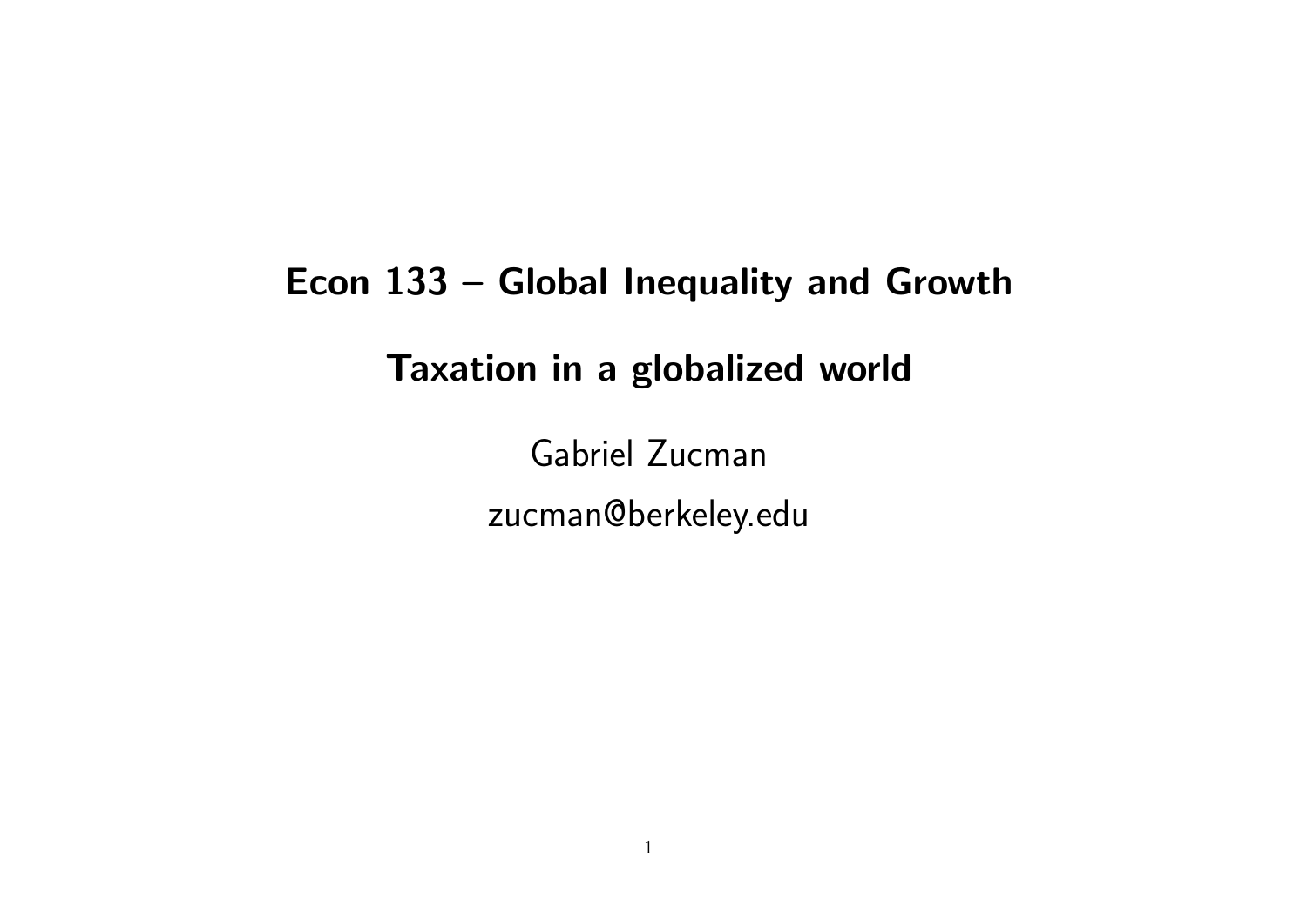# Econ 133 – Global Inequality and Growth

## Taxation in a globalized world

Gabriel Zucman

zucman@berkeley.edu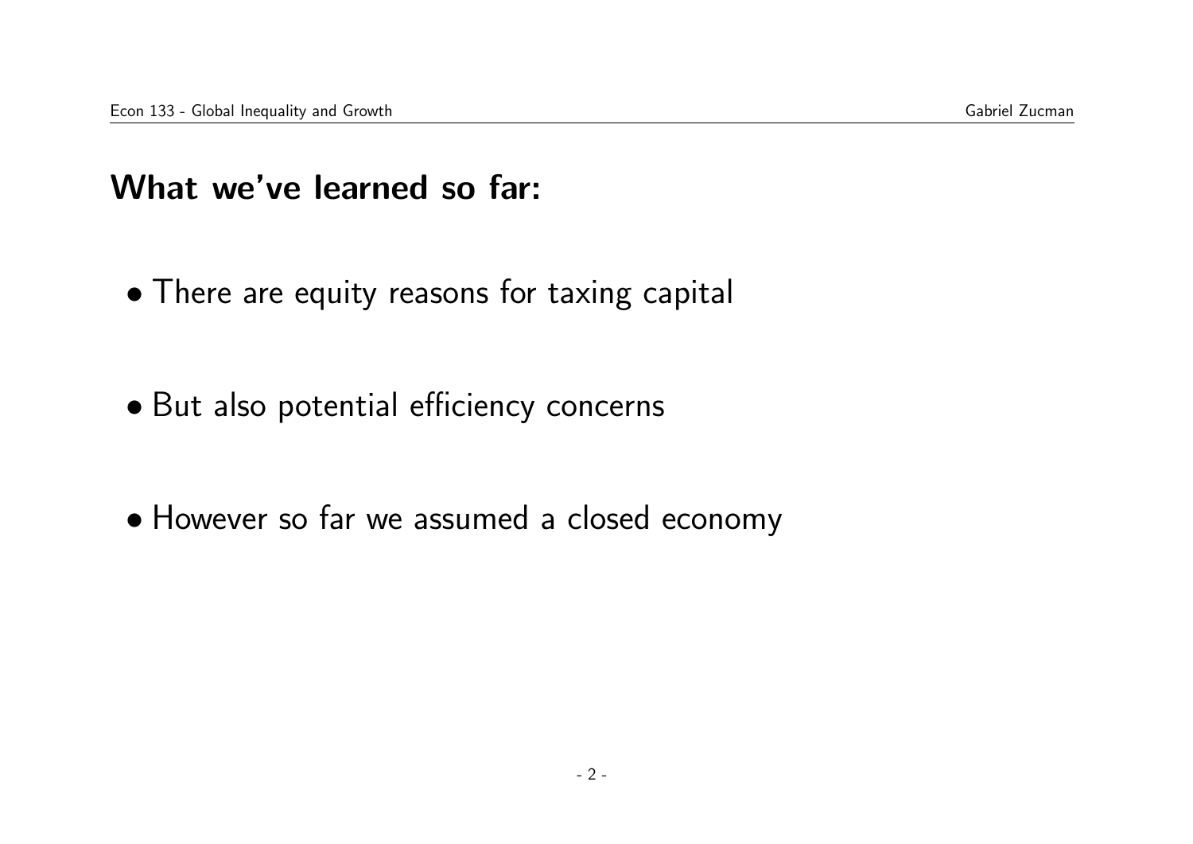## What we've learned so far:

- There are equity reasons for taxing capital
- But also potential efficiency concerns
- However so far we assumed a closed economy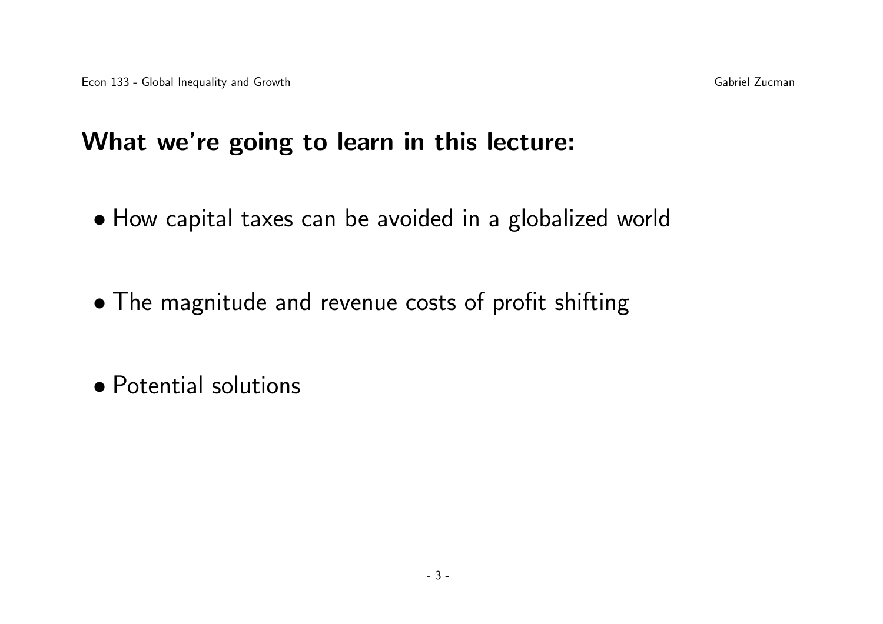## What we're going to learn in this lecture:

- How capital taxes can be avoided in a globalized world
- The magnitude and revenue costs of profit shifting
- Potential solutions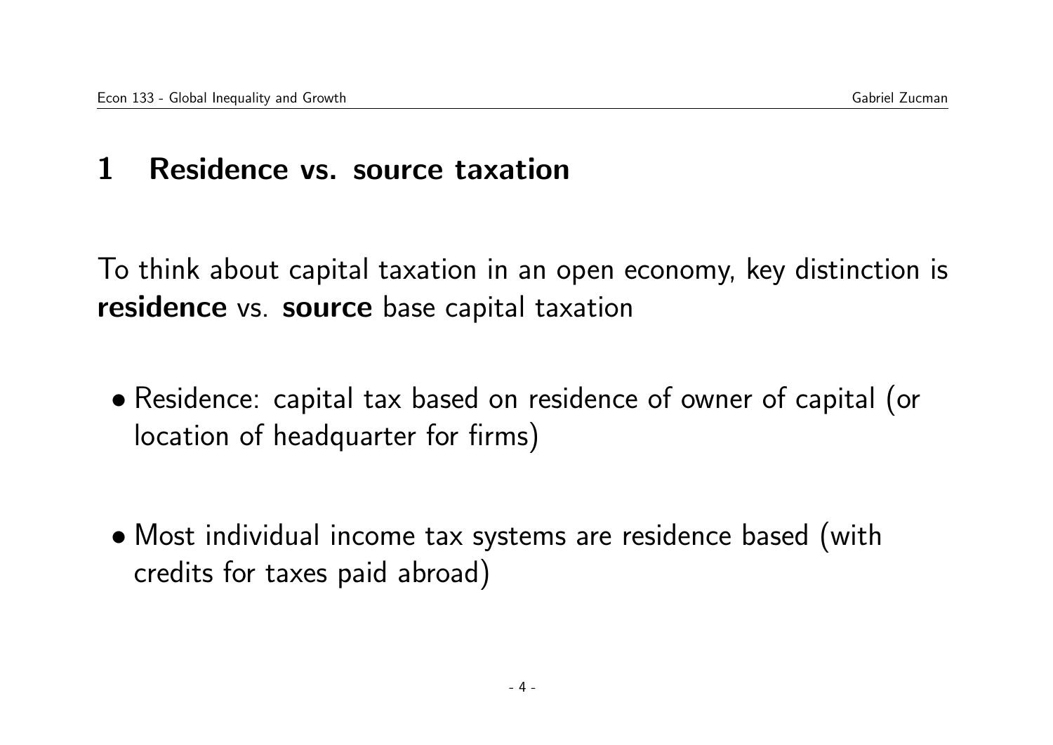# 1 Residence vs. source taxation

To think about capital taxation in an open economy, key distinction is **residence** vs. **source** base capital taxation

- Residence: capital tax based on residence of owner of capital (or location of headquarter for firms)

- Most individual income tax systems are residence based (with credits for taxes paid abroad)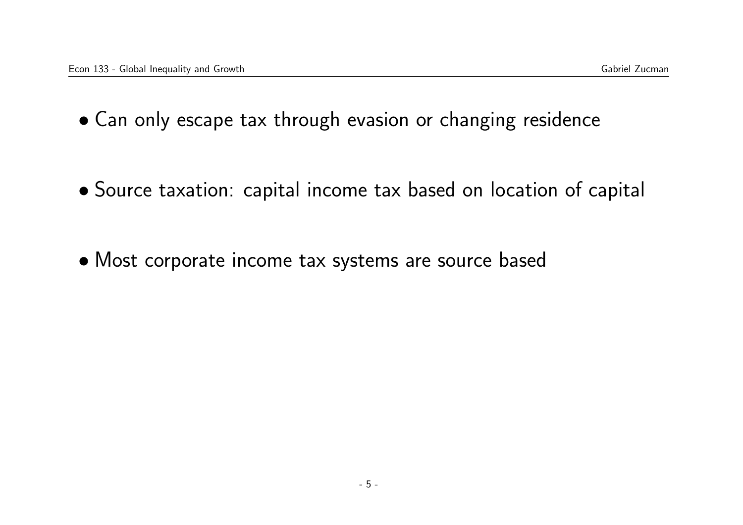- Can only escape tax through evasion or changing residence

- Source taxation: capital income tax based on location of capital

- Most corporate income tax systems are source based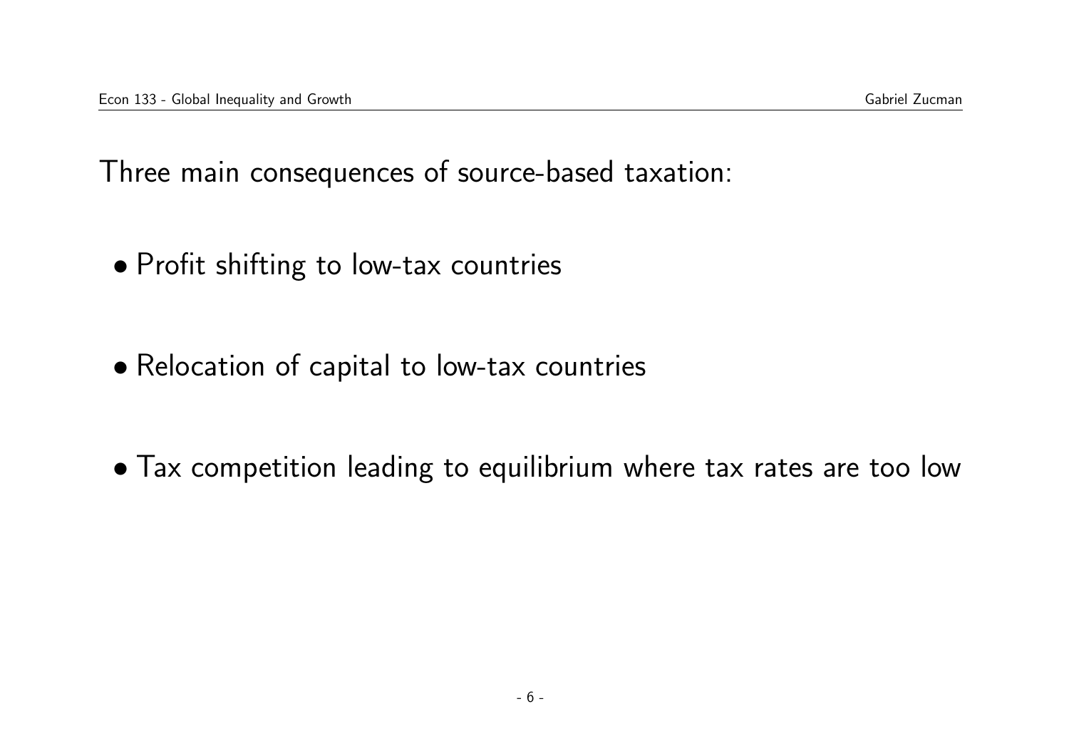Three main consequences of source-based taxation:

- Profit shifting to low-tax countries
- Relocation of capital to low-tax countries
- Tax competition leading to equilibrium where tax rates are too low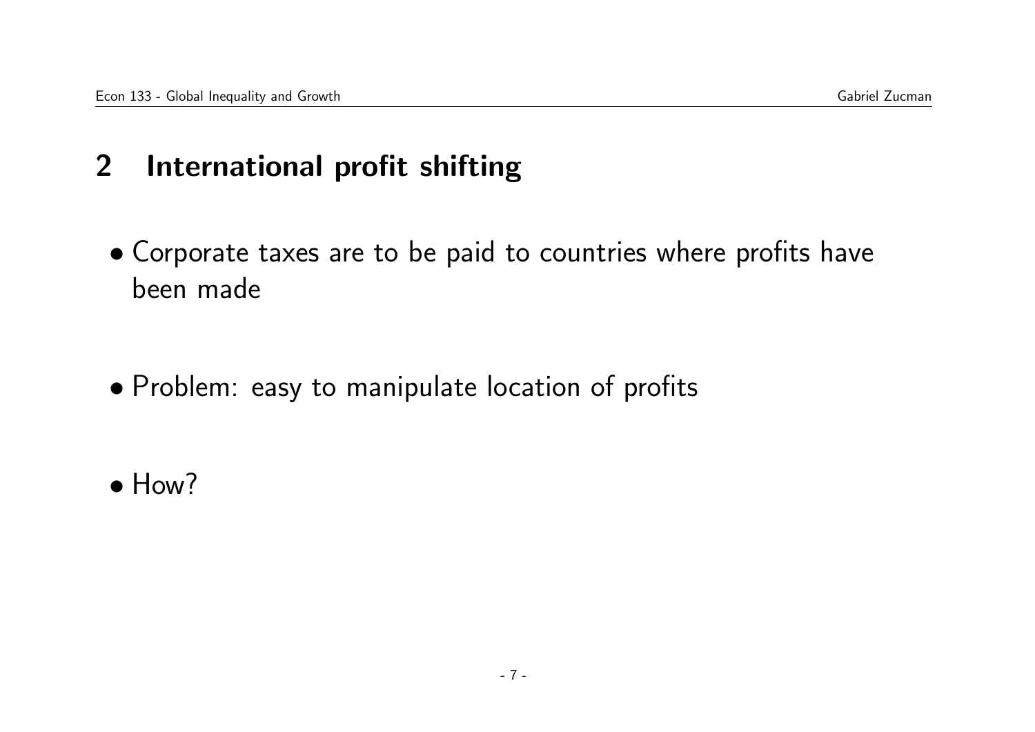## 2 International profit shifting

- Corporate taxes are to be paid to countries where profits have been made

- Problem: easy to manipulate location of profits

- How?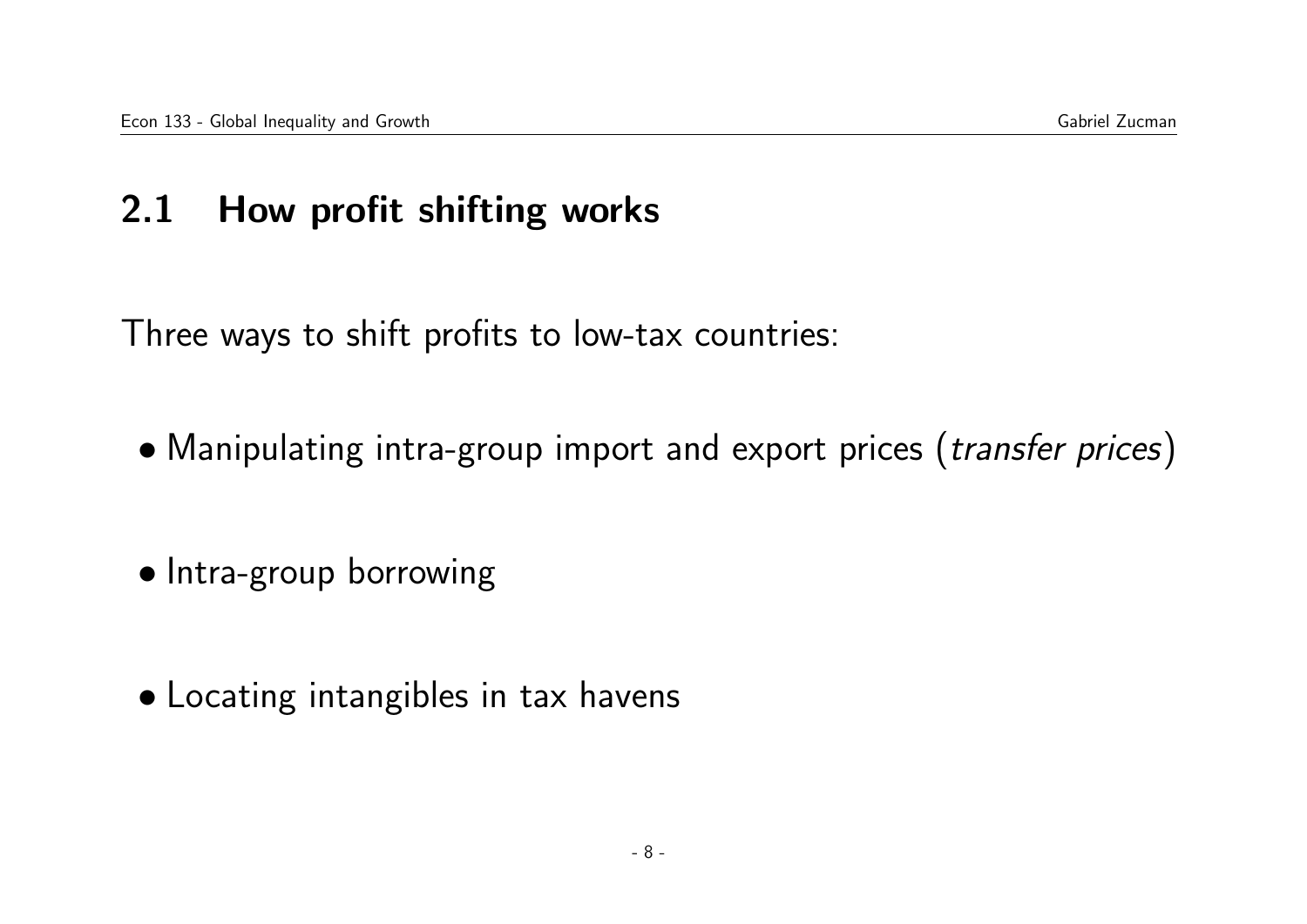## 2.1 How profit shifting works

Three ways to shift profits to low-tax countries:

- Manipulating intra-group import and export prices (*transfer prices*)
- Intra-group borrowing
- Locating intangibles in tax havens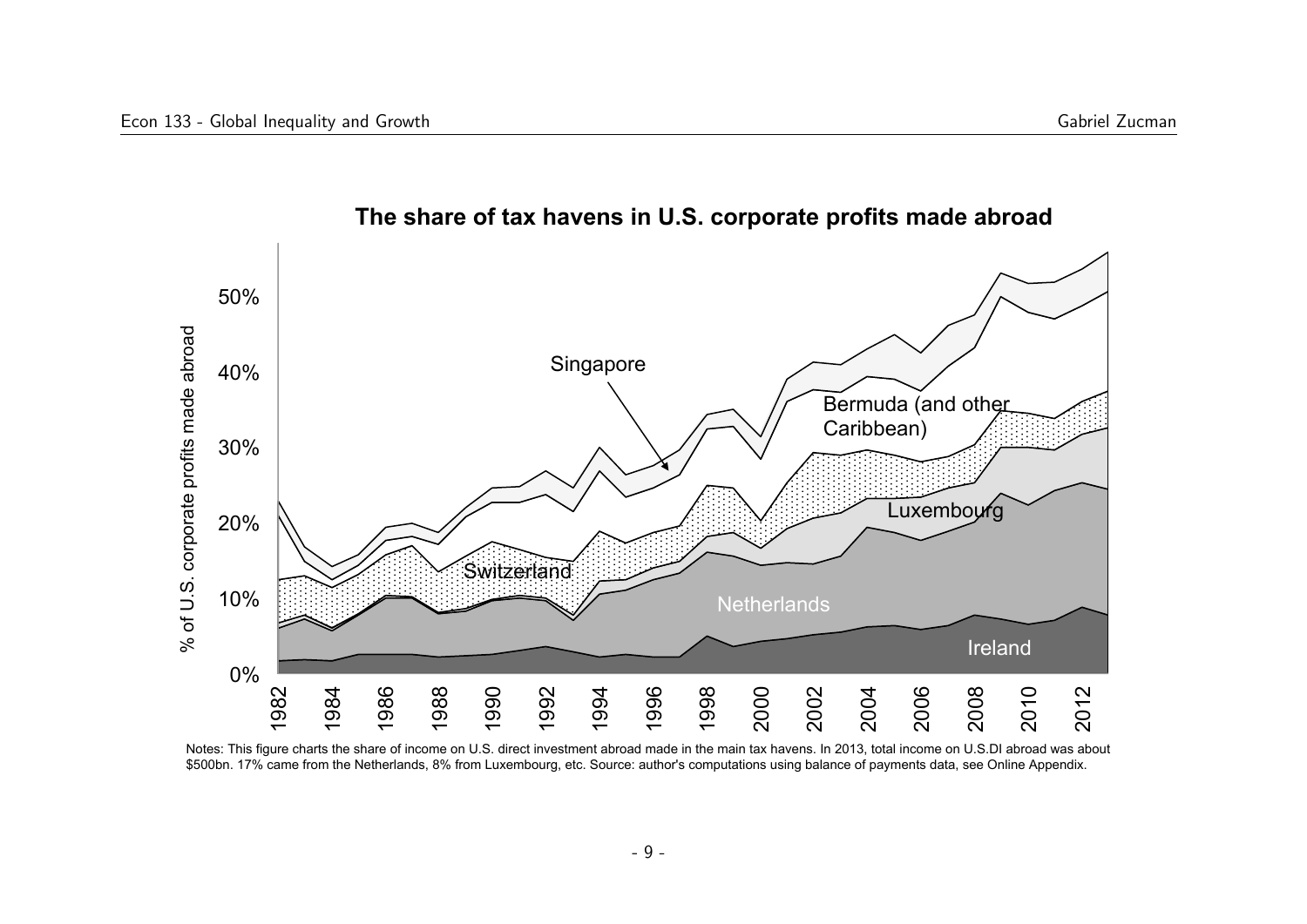## The share of tax havens in U.S. corporate profits made abroad

Notes: This figure charts the share of income on U.S. direct investment abroad made in the main tax havens. In 2013, total income on U.S.DI abroad was about $500bn. 17% came from the Netherlands, 8% from Luxembourg, etc. Source: author's computations using balance of payments data, see Online Appendix.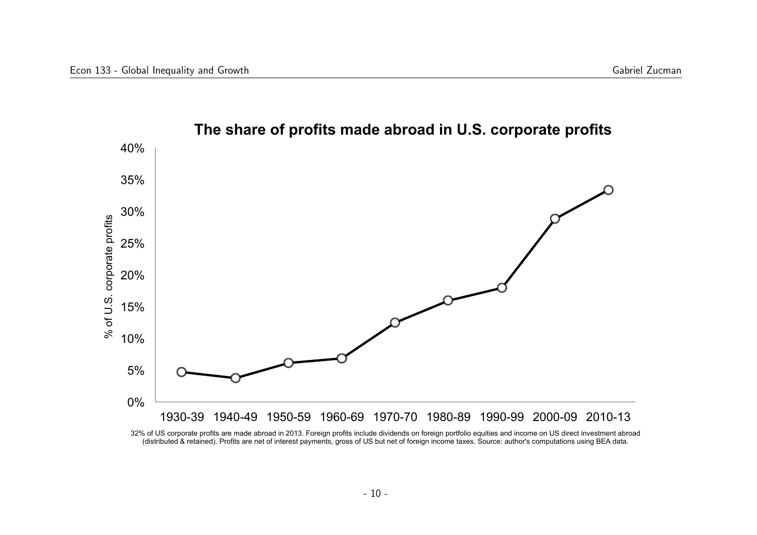**The share of profits made abroad in U.S. corporate profits**

32% of US corporate profits are made abroad in 2013. Foreign profits include dividends on foreign portfolio equities and income on US direct investment abroad (distributed & retained). Profits are net of interest payments, gross of US but net of foreign income taxes. Source: author's computations using BEA data.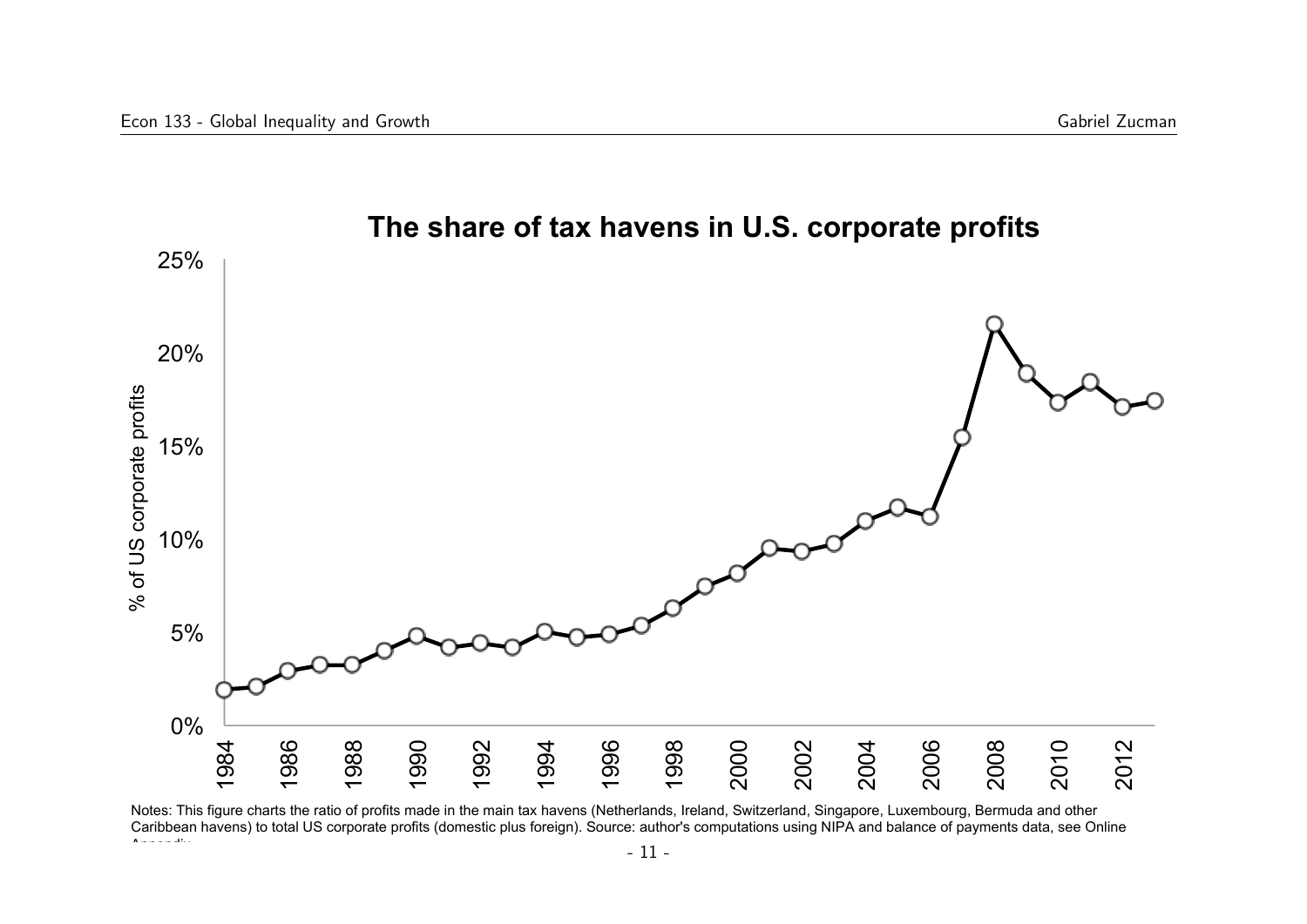## The share of tax havens in U.S. corporate profits

Notes: This figure charts the ratio of profits made in the main tax havens (Netherlands, Ireland, Switzerland, Singapore, Luxembourg, Bermuda and other Caribbean havens) to total US corporate profits (domestic plus foreign). Source: author's computations using NIPA and balance of payments data, see Online Appendix.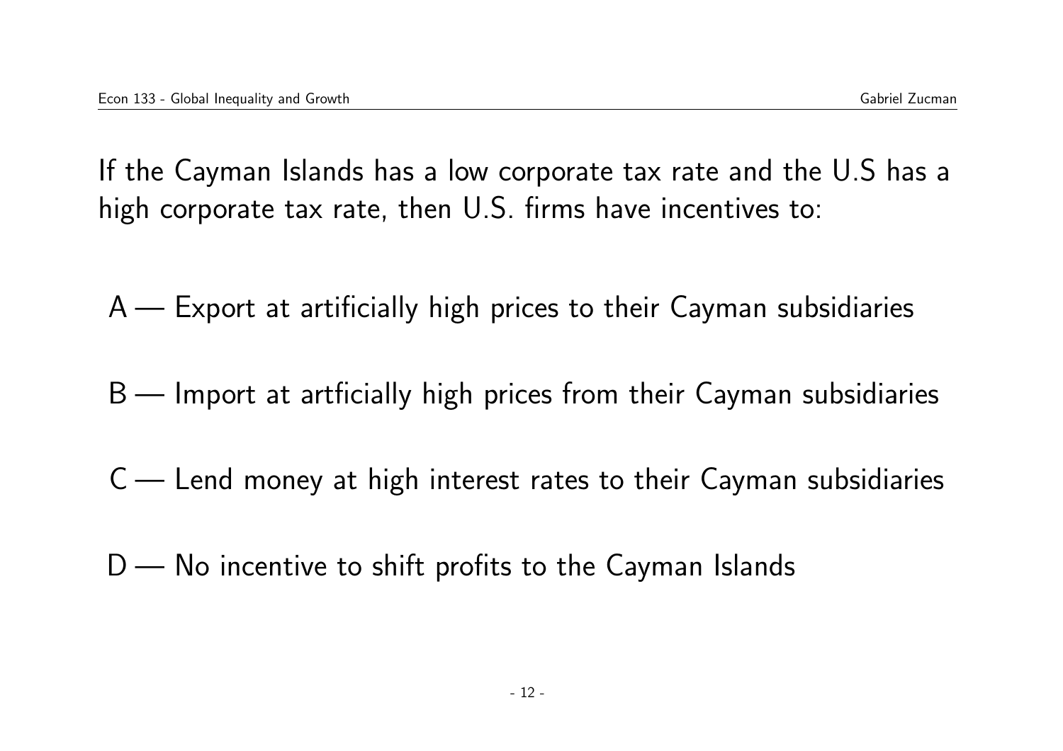If the Cayman Islands has a low corporate tax rate and the U.S has a high corporate tax rate, then U.S. firms have incentives to:

A — Export at artificially high prices to their Cayman subsidiaries

B — Import at artficially high prices from their Cayman subsidiaries

C — Lend money at high interest rates to their Cayman subsidiaries

D — No incentive to shift profits to the Cayman Islands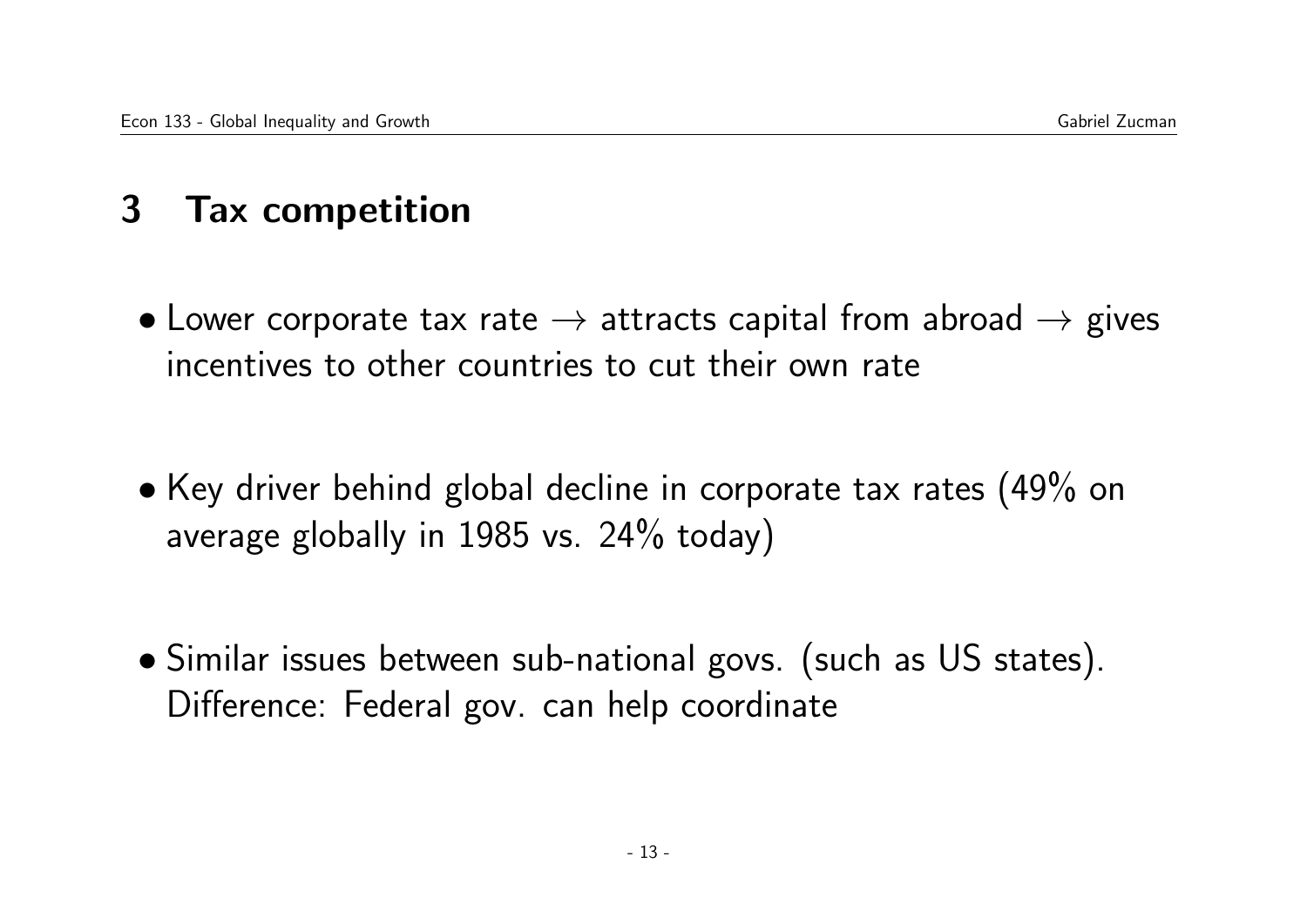# 3 Tax competition

- Lower corporate tax rate $\rightarrow$ attracts capital from abroad $\rightarrow$ gives incentives to other countries to cut their own rate

- Key driver behind global decline in corporate tax rates (49% on average globally in 1985 vs. 24% today)

- Similar issues between sub-national govs. (such as US states). Difference: Federal gov. can help coordinate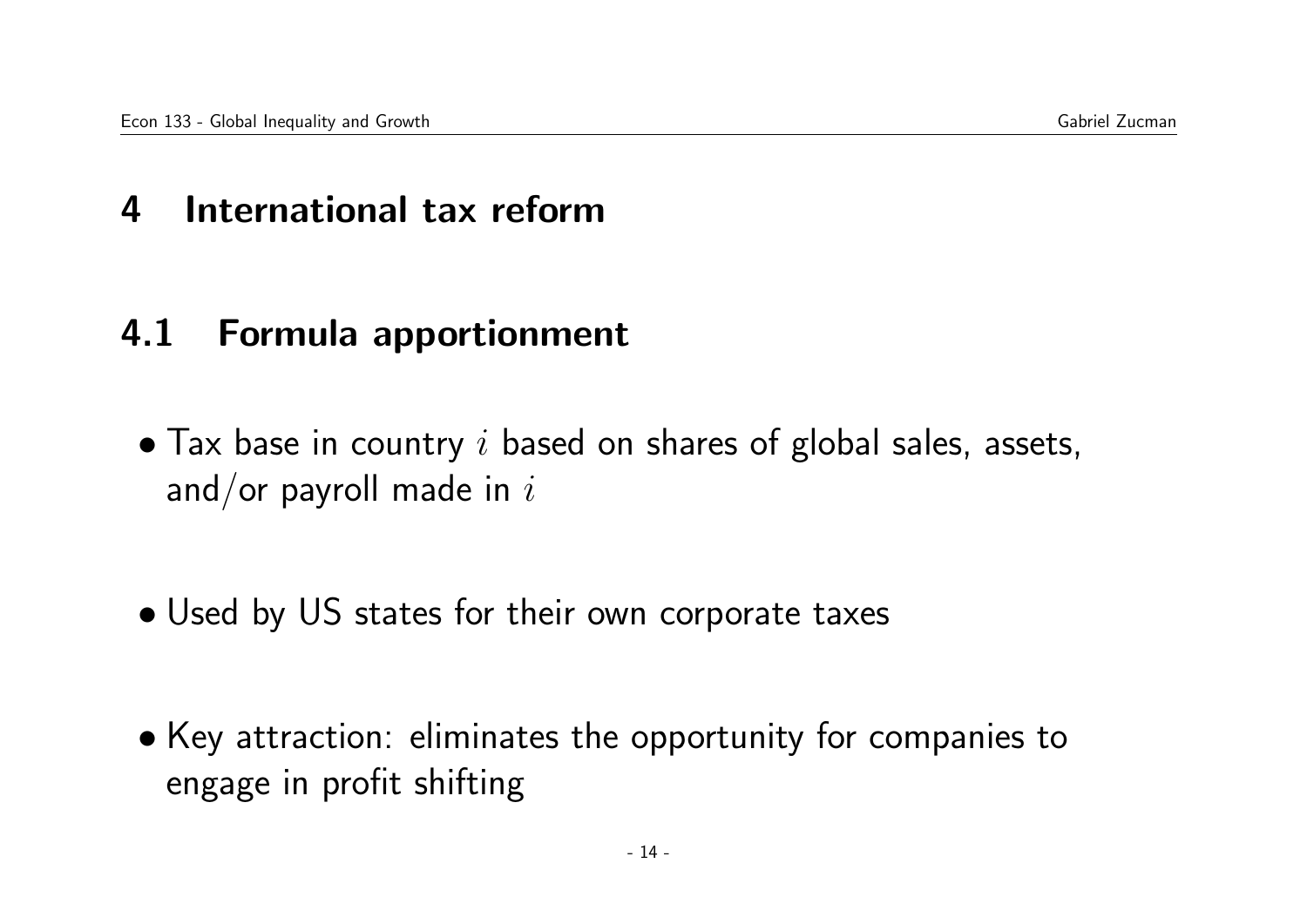# 4 International tax reform

## 4.1 Formula apportionment

- Tax base in country $i$ based on shares of global sales, assets, and/or payroll made in $i$

- Used by US states for their own corporate taxes

- Key attraction: eliminates the opportunity for companies to engage in profit shifting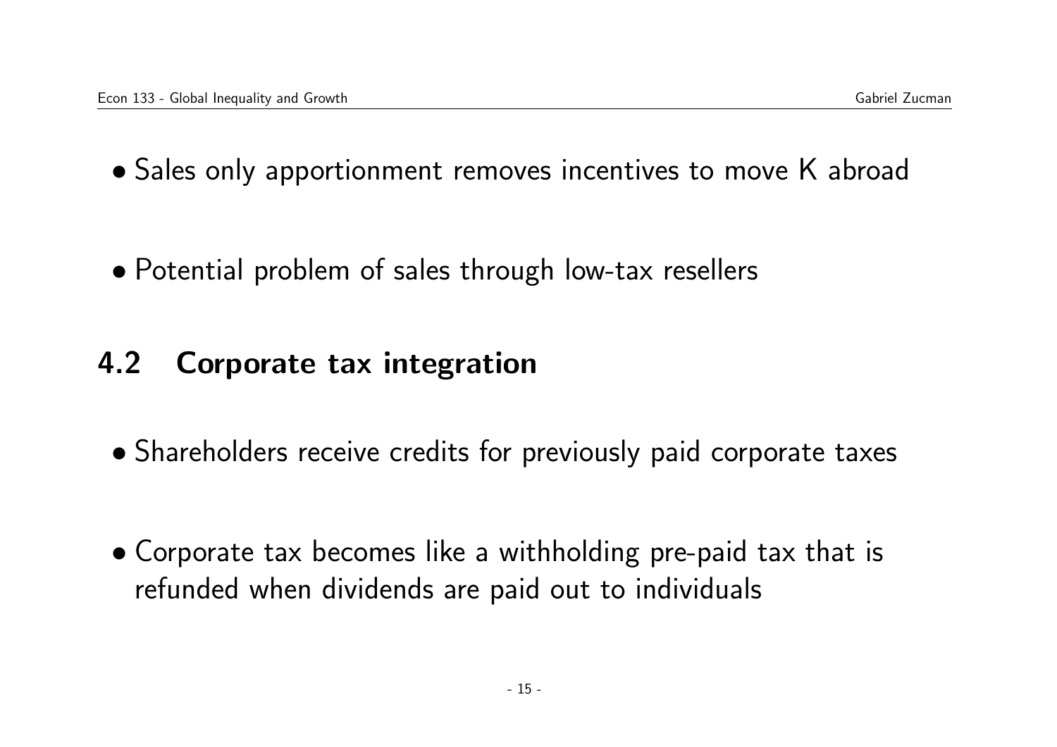- Sales only apportionment removes incentives to move K abroad

- Potential problem of sales through low-tax resellers

## 4.2 Corporate tax integration

- Shareholders receive credits for previously paid corporate taxes

- Corporate tax becomes like a withholding pre-paid tax that is refunded when dividends are paid out to individuals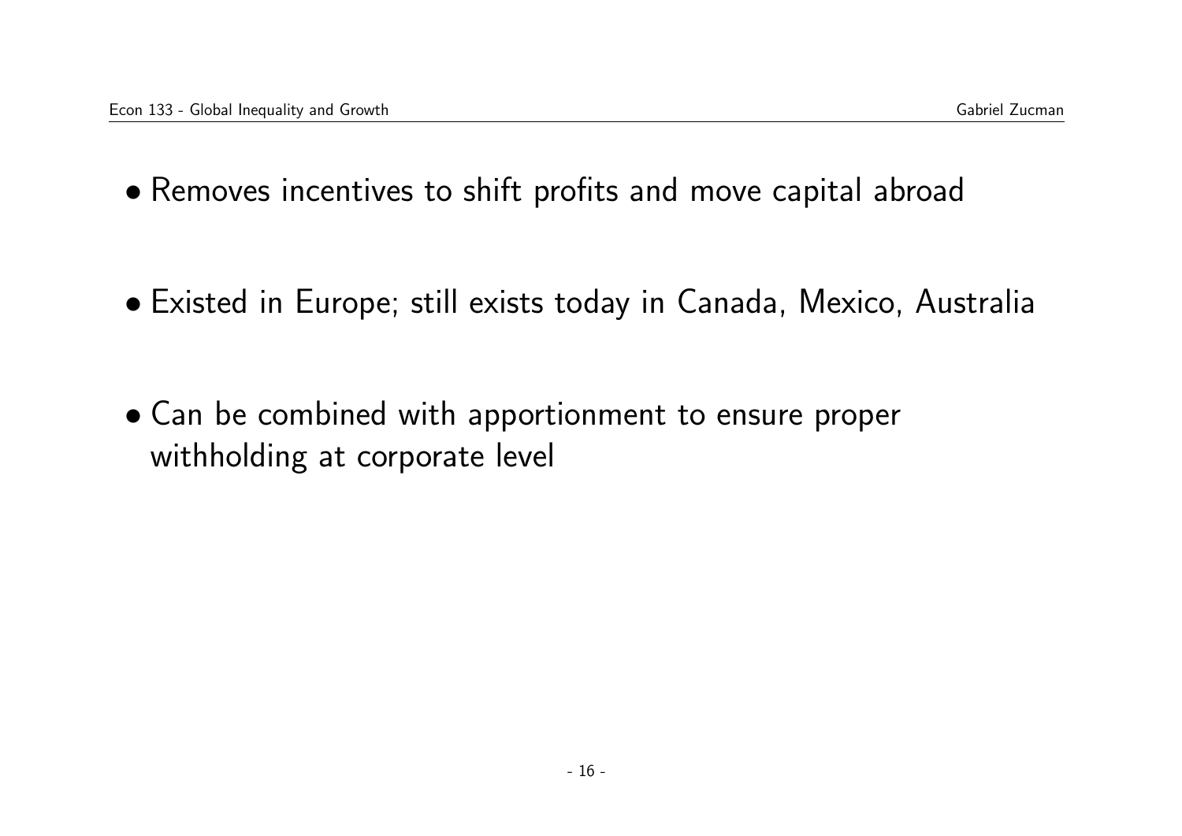- Removes incentives to shift profits and move capital abroad

- Existed in Europe; still exists today in Canada, Mexico, Australia

- Can be combined with apportionment to ensure proper withholding at corporate level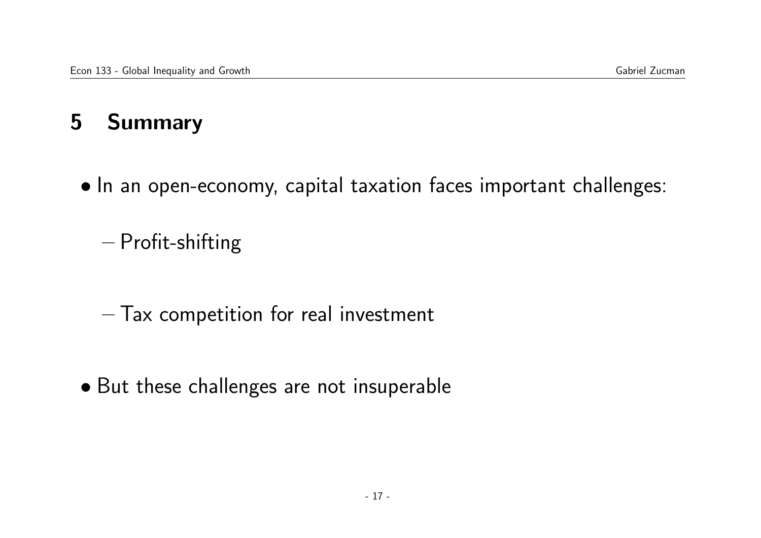# 5 Summary

- In an open-economy, capital taxation faces important challenges:
  - Profit-shifting
  - Tax competition for real investment
- But these challenges are not insuperable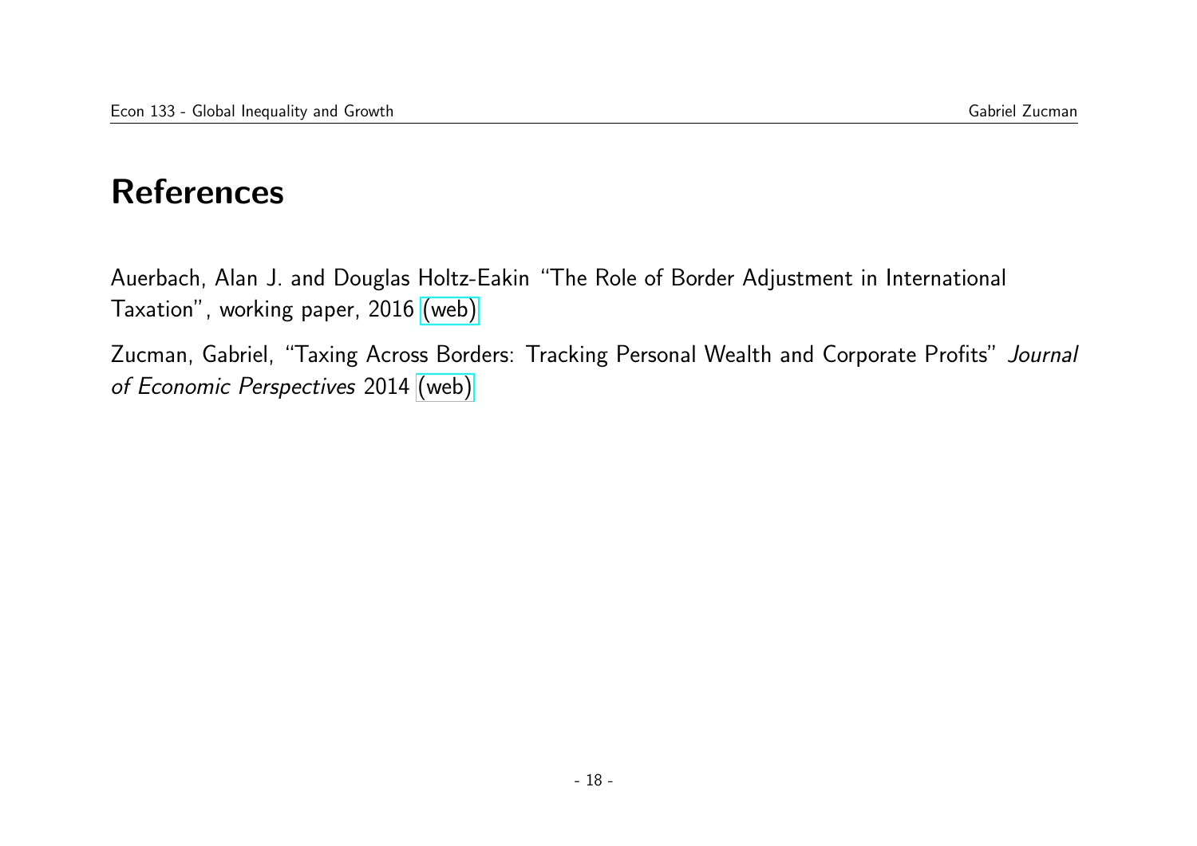# References

Auerbach, Alan J. and Douglas Holtz-Eakin "The Role of Border Adjustment in International Taxation", working paper, 2016 (web)

Zucman, Gabriel, "Taxing Across Borders: Tracking Personal Wealth and Corporate Profits" *Journal of Economic Perspectives* 2014 (web)